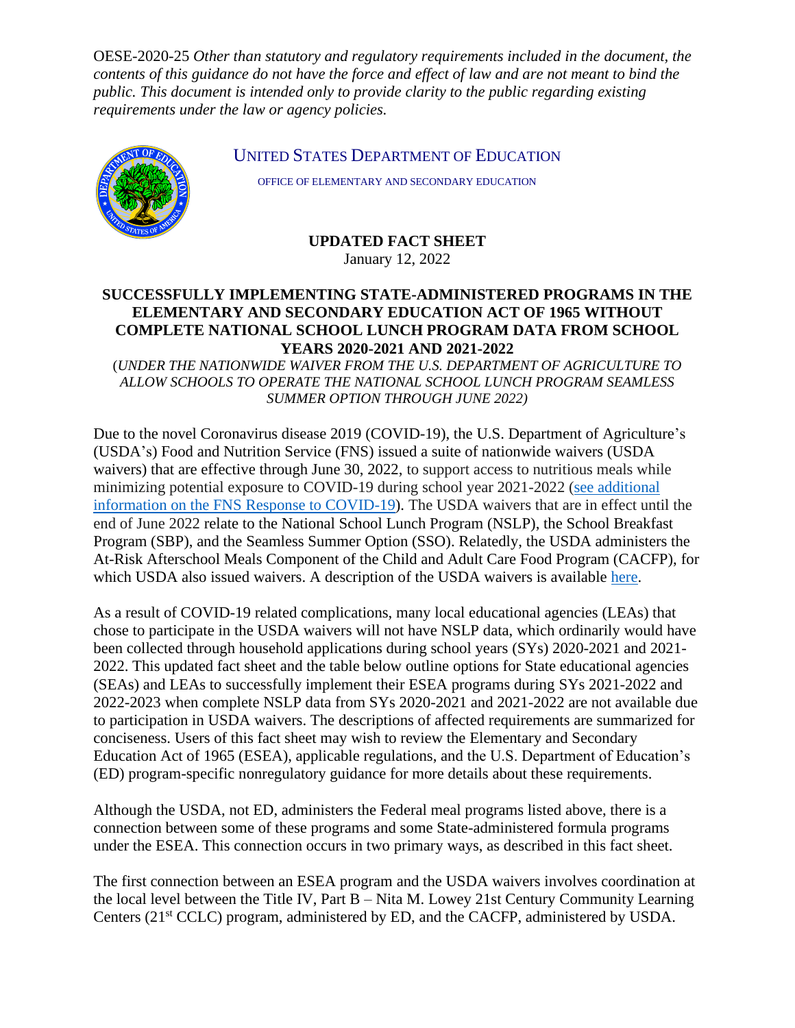OESE-2020-25 *Other than statutory and regulatory requirements included in the document, the contents of this guidance do not have the force and effect of law and are not meant to bind the public. This document is intended only to provide clarity to the public regarding existing requirements under the law or agency policies.*

UNITED STATES DEPARTMENT OF EDUCATION

OFFICE OF ELEMENTARY AND SECONDARY EDUCATION

**UPDATED FACT SHEET**

January 12, 2022

# SUCCESSFULLY IMPLEMENTING STATE-ADMINISTERED PROGRAMS IN THE ELEMENTARY AND SECONDARY EDUCATION ACT OF 1965 WITHOUT COMPLETE NATIONAL SCHOOL LUNCH PROGRAM DATA FROM SCHOOL YEARS 2020-2021 AND 2021-2022

(*UNDER THE NATIONWIDE WAIVER FROM THE U.S. DEPARTMENT OF AGRICULTURE TO ALLOW SCHOOLS TO OPERATE THE NATIONAL SCHOOL LUNCH PROGRAM SEAMLESS SUMMER OPTION THROUGH JUNE 2022)*

Due to the novel Coronavirus disease 2019 (COVID-19), the U.S. Department of Agriculture's (USDA's) Food and Nutrition Service (FNS) issued a suite of nationwide waivers (USDA waivers) that are effective through June 30, 2022, to support access to nutritious meals while minimizing potential exposure to COVID-19 during school year 2021-2022 (see additional information on the FNS Response to COVID-19). The USDA waivers that are in effect until the end of June 2022 relate to the National School Lunch Program (NSLP), the School Breakfast Program (SBP), and the Seamless Summer Option (SSO). Relatedly, the USDA administers the At-Risk Afterschool Meals Component of the Child and Adult Care Food Program (CACFP), for which USDA also issued waivers. A description of the USDA waivers is available here.

As a result of COVID-19 related complications, many local educational agencies (LEAs) that chose to participate in the USDA waivers will not have NSLP data, which ordinarily would have been collected through household applications during school years (SYs) 2020-2021 and 2021-2022. This updated fact sheet and the table below outline options for State educational agencies (SEAs) and LEAs to successfully implement their ESEA programs during SYs 2021-2022 and 2022-2023 when complete NSLP data from SYs 2020-2021 and 2021-2022 are not available due to participation in USDA waivers. The descriptions of affected requirements are summarized for conciseness. Users of this fact sheet may wish to review the Elementary and Secondary Education Act of 1965 (ESEA), applicable regulations, and the U.S. Department of Education's (ED) program-specific nonregulatory guidance for more details about these requirements.

Although the USDA, not ED, administers the Federal meal programs listed above, there is a connection between some of these programs and some State-administered formula programs under the ESEA. This connection occurs in two primary ways, as described in this fact sheet.

The first connection between an ESEA program and the USDA waivers involves coordination at the local level between the Title IV, Part B – Nita M. Lowey 21st Century Community Learning Centers (21st CCLC) program, administered by ED, and the CACFP, administered by USDA.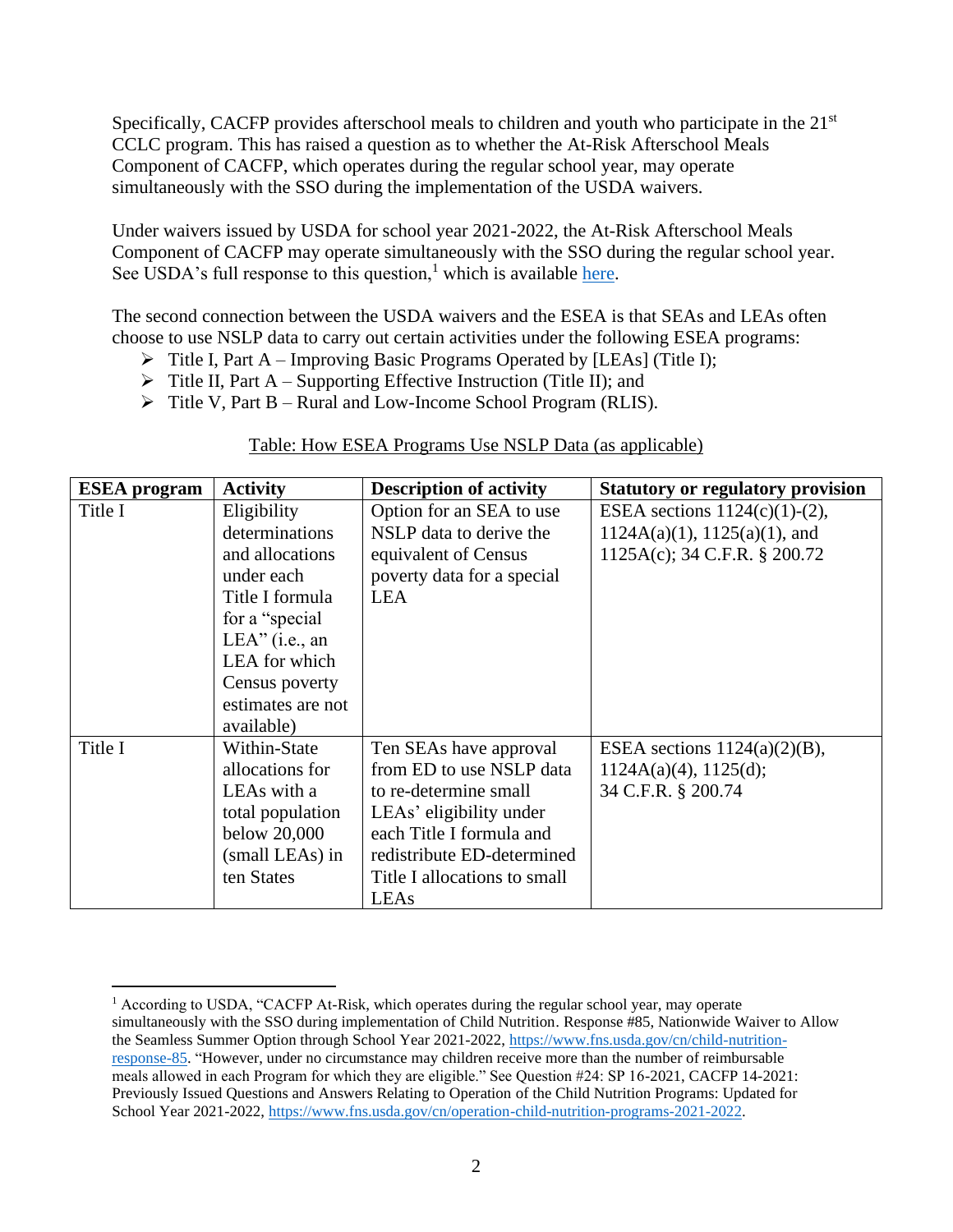Specifically, CACFP provides afterschool meals to children and youth who participate in the 21st CCLC program. This has raised a question as to whether the At-Risk Afterschool Meals Component of CACFP, which operates during the regular school year, may operate simultaneously with the SSO during the implementation of the USDA waivers.

Under waivers issued by USDA for school year 2021-2022, the At-Risk Afterschool Meals Component of CACFP may operate simultaneously with the SSO during the regular school year. See USDA's full response to this question,[1] which is available [here](https://www.fns.usda.gov/cn/child-nutrition-response-85).

The second connection between the USDA waivers and the ESEA is that SEAs and LEAs often choose to use NSLP data to carry out certain activities under the following ESEA programs:

- Title I, Part A – Improving Basic Programs Operated by [LEAs] (Title I);
- Title II, Part A – Supporting Effective Instruction (Title II); and
- Title V, Part B – Rural and Low-Income School Program (RLIS).

Table: How ESEA Programs Use NSLP Data (as applicable)

| ESEA program | Activity | Description of activity | Statutory or regulatory provision |
|---|---|---|---|
| Title I | Eligibility determinations and allocations under each Title I formula for a "special LEA" (i.e., an LEA for which Census poverty estimates are not available) | Option for an SEA to use NSLP data to derive the equivalent of Census poverty data for a special LEA | ESEA sections 1124(c)(1)-(2), 1124A(a)(1), 1125(a)(1), and 1125A(c); 34 C.F.R. § 200.72 |
| Title I | Within-State allocations for LEAs with a total population below 20,000 (small LEAs) in ten States | Ten SEAs have approval from ED to use NSLP data to re-determine small LEAs' eligibility under each Title I formula and redistribute ED-determined Title I allocations to small LEAs | ESEA sections 1124(a)(2)(B), 1124A(a)(4), 1125(d); 34 C.F.R. § 200.74 |

---

[1] According to USDA, "CACFP At-Risk, which operates during the regular school year, may operate simultaneously with the SSO during implementation of Child Nutrition. Response #85, Nationwide Waiver to Allow the Seamless Summer Option through School Year 2021-2022, https://www.fns.usda.gov/cn/child-nutrition-response-85. "However, under no circumstance may children receive more than the number of reimbursable meals allowed in each Program for which they are eligible." See Question #24: SP 16-2021, CACFP 14-2021: Previously Issued Questions and Answers Relating to Operation of the Child Nutrition Programs: Updated for School Year 2021-2022, https://www.fns.usda.gov/cn/operation-child-nutrition-programs-2021-2022.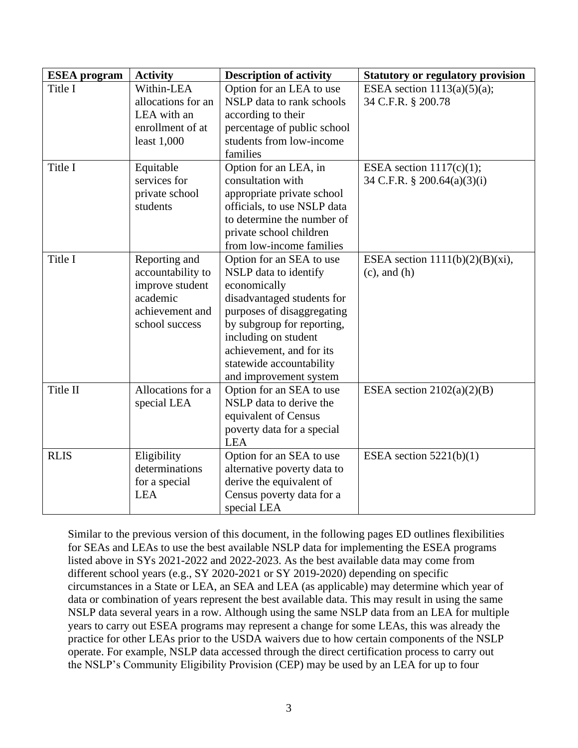| ESEA program | Activity | Description of activity | Statutory or regulatory provision |
|---|---|---|---|
| Title I | Within-LEA allocations for an LEA with an enrollment of at least 1,000 | Option for an LEA to use NSLP data to rank schools according to their percentage of public school students from low-income families | ESEA section 1113(a)(5)(a); 34 C.F.R. § 200.78 |
| Title I | Equitable services for private school students | Option for an LEA, in consultation with appropriate private school officials, to use NSLP data to determine the number of private school children from low-income families | ESEA section 1117(c)(1); 34 C.F.R. § 200.64(a)(3)(i) |
| Title I | Reporting and accountability to improve student academic achievement and school success | Option for an SEA to use NSLP data to identify economically disadvantaged students for purposes of disaggregating by subgroup for reporting, including on student achievement, and for its statewide accountability and improvement system | ESEA section 1111(b)(2)(B)(xi), (c), and (h) |
| Title II | Allocations for a special LEA | Option for an SEA to use NSLP data to derive the equivalent of Census poverty data for a special LEA | ESEA section 2102(a)(2)(B) |
| RLIS | Eligibility determinations for a special LEA | Option for an SEA to use alternative poverty data to derive the equivalent of Census poverty data for a special LEA | ESEA section 5221(b)(1) |

Similar to the previous version of this document, in the following pages ED outlines flexibilities for SEAs and LEAs to use the best available NSLP data for implementing the ESEA programs listed above in SYs 2021-2022 and 2022-2023. As the best available data may come from different school years (e.g., SY 2020-2021 or SY 2019-2020) depending on specific circumstances in a State or LEA, an SEA and LEA (as applicable) may determine which year of data or combination of years represent the best available data. This may result in using the same NSLP data several years in a row. Although using the same NSLP data from an LEA for multiple years to carry out ESEA programs may represent a change for some LEAs, this was already the practice for other LEAs prior to the USDA waivers due to how certain components of the NSLP operate. For example, NSLP data accessed through the direct certification process to carry out the NSLP's Community Eligibility Provision (CEP) may be used by an LEA for up to four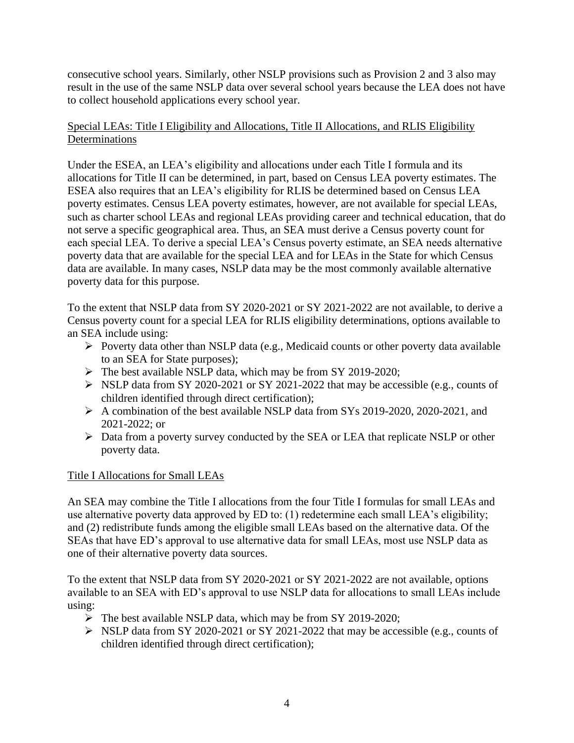consecutive school years. Similarly, other NSLP provisions such as Provision 2 and 3 also may result in the use of the same NSLP data over several school years because the LEA does not have to collect household applications every school year.

<u>Special LEAs: Title I Eligibility and Allocations, Title II Allocations, and RLIS Eligibility Determinations</u>

Under the ESEA, an LEA's eligibility and allocations under each Title I formula and its allocations for Title II can be determined, in part, based on Census LEA poverty estimates. The ESEA also requires that an LEA's eligibility for RLIS be determined based on Census LEA poverty estimates. Census LEA poverty estimates, however, are not available for special LEAs, such as charter school LEAs and regional LEAs providing career and technical education, that do not serve a specific geographical area. Thus, an SEA must derive a Census poverty count for each special LEA. To derive a special LEA's Census poverty estimate, an SEA needs alternative poverty data that are available for the special LEA and for LEAs in the State for which Census data are available. In many cases, NSLP data may be the most commonly available alternative poverty data for this purpose.

To the extent that NSLP data from SY 2020-2021 or SY 2021-2022 are not available, to derive a Census poverty count for a special LEA for RLIS eligibility determinations, options available to an SEA include using:

- Poverty data other than NSLP data (e.g., Medicaid counts or other poverty data available to an SEA for State purposes);
- The best available NSLP data, which may be from SY 2019-2020;
- NSLP data from SY 2020-2021 or SY 2021-2022 that may be accessible (e.g., counts of children identified through direct certification);
- A combination of the best available NSLP data from SYs 2019-2020, 2020-2021, and 2021-2022; or
- Data from a poverty survey conducted by the SEA or LEA that replicate NSLP or other poverty data.

<u>Title I Allocations for Small LEAs</u>

An SEA may combine the Title I allocations from the four Title I formulas for small LEAs and use alternative poverty data approved by ED to: (1) redetermine each small LEA's eligibility; and (2) redistribute funds among the eligible small LEAs based on the alternative data. Of the SEAs that have ED's approval to use alternative data for small LEAs, most use NSLP data as one of their alternative poverty data sources.

To the extent that NSLP data from SY 2020-2021 or SY 2021-2022 are not available, options available to an SEA with ED's approval to use NSLP data for allocations to small LEAs include using:

- The best available NSLP data, which may be from SY 2019-2020;
- NSLP data from SY 2020-2021 or SY 2021-2022 that may be accessible (e.g., counts of children identified through direct certification);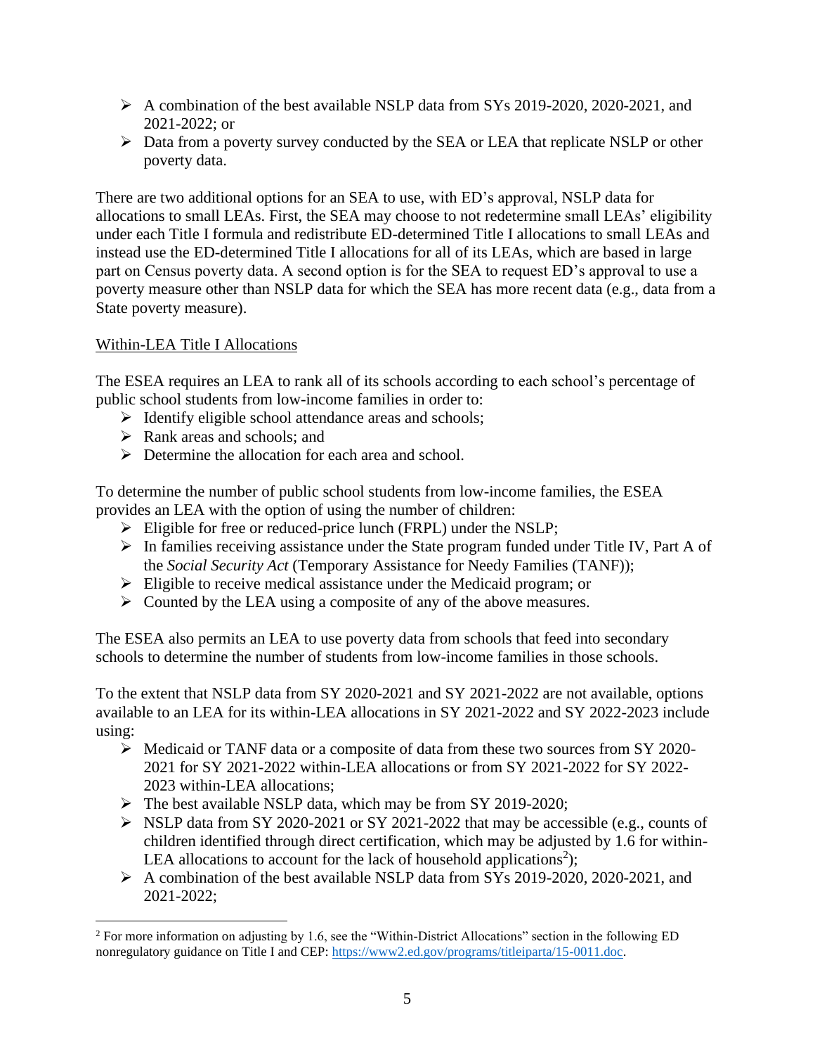- A combination of the best available NSLP data from SYs 2019-2020, 2020-2021, and 2021-2022; or
- Data from a poverty survey conducted by the SEA or LEA that replicate NSLP or other poverty data.

There are two additional options for an SEA to use, with ED's approval, NSLP data for allocations to small LEAs. First, the SEA may choose to not redetermine small LEAs' eligibility under each Title I formula and redistribute ED-determined Title I allocations to small LEAs and instead use the ED-determined Title I allocations for all of its LEAs, which are based in large part on Census poverty data. A second option is for the SEA to request ED's approval to use a poverty measure other than NSLP data for which the SEA has more recent data (e.g., data from a State poverty measure).

Within-LEA Title I Allocations

The ESEA requires an LEA to rank all of its schools according to each school's percentage of public school students from low-income families in order to:

- Identify eligible school attendance areas and schools;
- Rank areas and schools; and
- Determine the allocation for each area and school.

To determine the number of public school students from low-income families, the ESEA provides an LEA with the option of using the number of children:

- Eligible for free or reduced-price lunch (FRPL) under the NSLP;
- In families receiving assistance under the State program funded under Title IV, Part A of the *Social Security Act* (Temporary Assistance for Needy Families (TANF));
- Eligible to receive medical assistance under the Medicaid program; or
- Counted by the LEA using a composite of any of the above measures.

The ESEA also permits an LEA to use poverty data from schools that feed into secondary schools to determine the number of students from low-income families in those schools.

To the extent that NSLP data from SY 2020-2021 and SY 2021-2022 are not available, options available to an LEA for its within-LEA allocations in SY 2021-2022 and SY 2022-2023 include using:

- Medicaid or TANF data or a composite of data from these two sources from SY 2020-2021 for SY 2021-2022 within-LEA allocations or from SY 2021-2022 for SY 2022-2023 within-LEA allocations;
- The best available NSLP data, which may be from SY 2019-2020;
- NSLP data from SY 2020-2021 or SY 2021-2022 that may be accessible (e.g., counts of children identified through direct certification, which may be adjusted by 1.6 for within-LEA allocations to account for the lack of household applications[2]);
- A combination of the best available NSLP data from SYs 2019-2020, 2020-2021, and 2021-2022;

---

[2] For more information on adjusting by 1.6, see the "Within-District Allocations" section in the following ED nonregulatory guidance on Title I and CEP: https://www2.ed.gov/programs/titleiparta/15-0011.doc.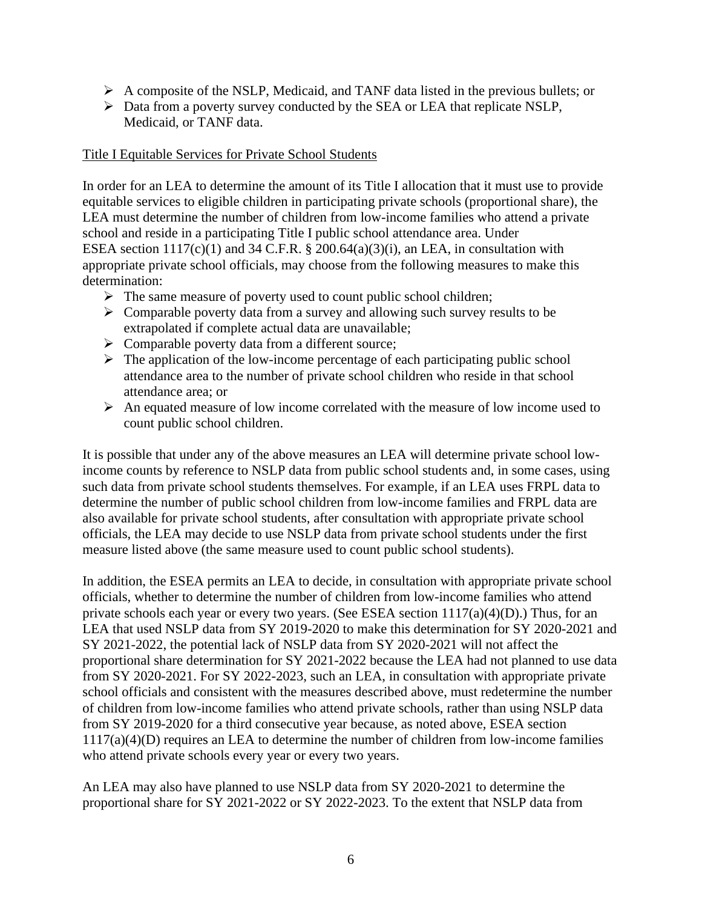- A composite of the NSLP, Medicaid, and TANF data listed in the previous bullets; or
- Data from a poverty survey conducted by the SEA or LEA that replicate NSLP, Medicaid, or TANF data.

Title I Equitable Services for Private School Students

In order for an LEA to determine the amount of its Title I allocation that it must use to provide equitable services to eligible children in participating private schools (proportional share), the LEA must determine the number of children from low-income families who attend a private school and reside in a participating Title I public school attendance area. Under ESEA section 1117(c)(1) and 34 C.F.R. § 200.64(a)(3)(i), an LEA, in consultation with appropriate private school officials, may choose from the following measures to make this determination:

- The same measure of poverty used to count public school children;
- Comparable poverty data from a survey and allowing such survey results to be extrapolated if complete actual data are unavailable;
- Comparable poverty data from a different source;
- The application of the low-income percentage of each participating public school attendance area to the number of private school children who reside in that school attendance area; or
- An equated measure of low income correlated with the measure of low income used to count public school children.

It is possible that under any of the above measures an LEA will determine private school low-income counts by reference to NSLP data from public school students and, in some cases, using such data from private school students themselves. For example, if an LEA uses FRPL data to determine the number of public school children from low-income families and FRPL data are also available for private school students, after consultation with appropriate private school officials, the LEA may decide to use NSLP data from private school students under the first measure listed above (the same measure used to count public school students).

In addition, the ESEA permits an LEA to decide, in consultation with appropriate private school officials, whether to determine the number of children from low-income families who attend private schools each year or every two years. (See ESEA section 1117(a)(4)(D).) Thus, for an LEA that used NSLP data from SY 2019-2020 to make this determination for SY 2020-2021 and SY 2021-2022, the potential lack of NSLP data from SY 2020-2021 will not affect the proportional share determination for SY 2021-2022 because the LEA had not planned to use data from SY 2020-2021. For SY 2022-2023, such an LEA, in consultation with appropriate private school officials and consistent with the measures described above, must redetermine the number of children from low-income families who attend private schools, rather than using NSLP data from SY 2019-2020 for a third consecutive year because, as noted above, ESEA section 1117(a)(4)(D) requires an LEA to determine the number of children from low-income families who attend private schools every year or every two years.

An LEA may also have planned to use NSLP data from SY 2020-2021 to determine the proportional share for SY 2021-2022 or SY 2022-2023. To the extent that NSLP data from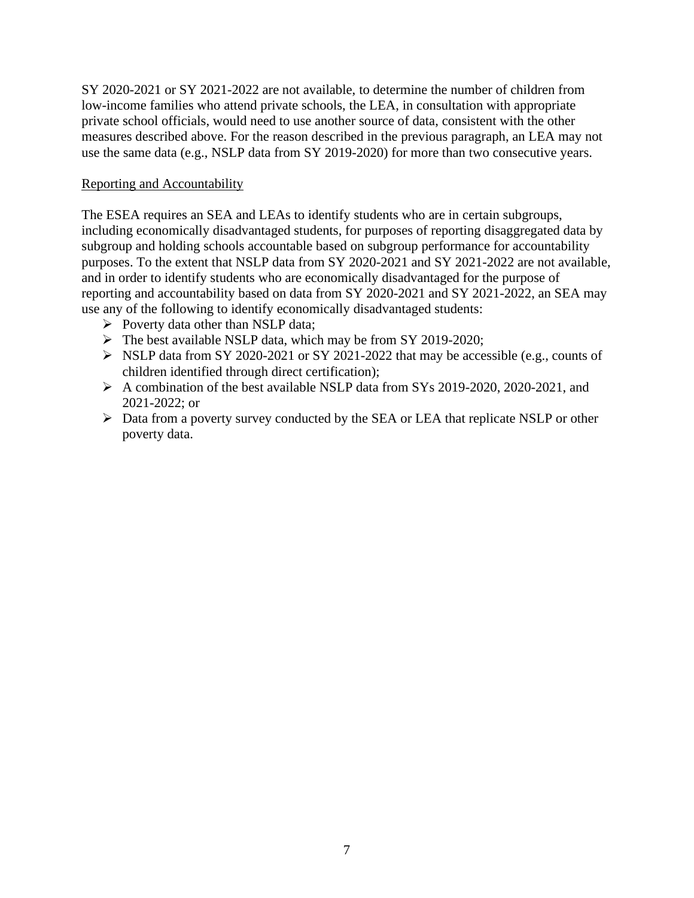SY 2020-2021 or SY 2021-2022 are not available, to determine the number of children from low-income families who attend private schools, the LEA, in consultation with appropriate private school officials, would need to use another source of data, consistent with the other measures described above. For the reason described in the previous paragraph, an LEA may not use the same data (e.g., NSLP data from SY 2019-2020) for more than two consecutive years.

Reporting and Accountability

The ESEA requires an SEA and LEAs to identify students who are in certain subgroups, including economically disadvantaged students, for purposes of reporting disaggregated data by subgroup and holding schools accountable based on subgroup performance for accountability purposes. To the extent that NSLP data from SY 2020-2021 and SY 2021-2022 are not available, and in order to identify students who are economically disadvantaged for the purpose of reporting and accountability based on data from SY 2020-2021 and SY 2021-2022, an SEA may use any of the following to identify economically disadvantaged students:

- Poverty data other than NSLP data;
- The best available NSLP data, which may be from SY 2019-2020;
- NSLP data from SY 2020-2021 or SY 2021-2022 that may be accessible (e.g., counts of children identified through direct certification);
- A combination of the best available NSLP data from SYs 2019-2020, 2020-2021, and 2021-2022; or
- Data from a poverty survey conducted by the SEA or LEA that replicate NSLP or other poverty data.